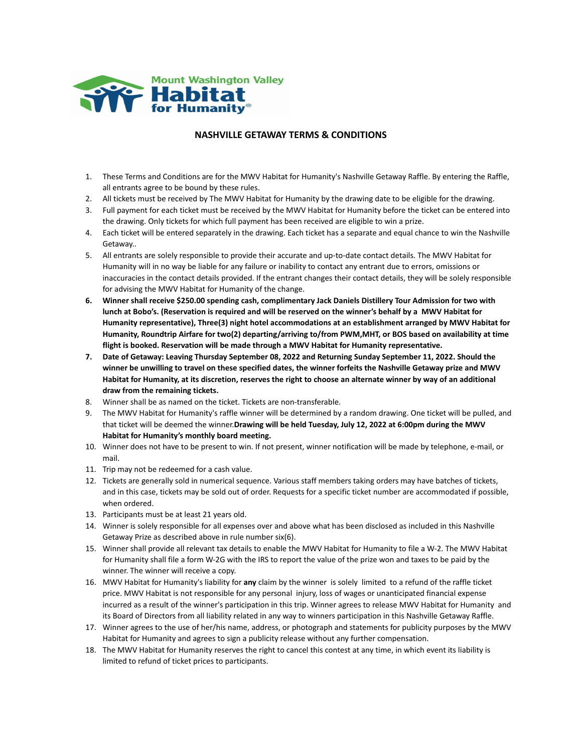Mount Washington Valley Habitat for Humanity®

## NASHVILLE GETAWAY TERMS & CONDITIONS

1. These Terms and Conditions are for the MWV Habitat for Humanity's Nashville Getaway Raffle. By entering the Raffle, all entrants agree to be bound by these rules.
2. All tickets must be received by The MWV Habitat for Humanity by the drawing date to be eligible for the drawing.
3. Full payment for each ticket must be received by the MWV Habitat for Humanity before the ticket can be entered into the drawing. Only tickets for which full payment has been received are eligible to win a prize.
4. Each ticket will be entered separately in the drawing. Each ticket has a separate and equal chance to win the Nashville Getaway..
5. All entrants are solely responsible to provide their accurate and up-to-date contact details. The MWV Habitat for Humanity will in no way be liable for any failure or inability to contact any entrant due to errors, omissions or inaccuracies in the contact details provided. If the entrant changes their contact details, they will be solely responsible for advising the MWV Habitat for Humanity of the change.
6. **Winner shall receive $250.00 spending cash, complimentary Jack Daniels Distillery Tour Admission for two with lunch at Bobo's. (Reservation is required and will be reserved on the winner's behalf by a MWV Habitat for Humanity representative), Three(3) night hotel accommodations at an establishment arranged by MWV Habitat for Humanity, Roundtrip Airfare for two(2) departing/arriving to/from PWM,MHT, or BOS based on availability at time flight is booked. Reservation will be made through a MWV Habitat for Humanity representative.**
7. **Date of Getaway: Leaving Thursday September 08, 2022 and Returning Sunday September 11, 2022. Should the winner be unwilling to travel on these specified dates, the winner forfeits the Nashville Getaway prize and MWV Habitat for Humanity, at its discretion, reserves the right to choose an alternate winner by way of an additional draw from the remaining tickets.**
8. Winner shall be as named on the ticket. Tickets are non-transferable.
9. The MWV Habitat for Humanity's raffle winner will be determined by a random drawing. One ticket will be pulled, and that ticket will be deemed the winner.**Drawing will be held Tuesday, July 12, 2022 at 6:00pm during the MWV Habitat for Humanity's monthly board meeting.**
10. Winner does not have to be present to win. If not present, winner notification will be made by telephone, e-mail, or mail.
11. Trip may not be redeemed for a cash value.
12. Tickets are generally sold in numerical sequence. Various staff members taking orders may have batches of tickets, and in this case, tickets may be sold out of order. Requests for a specific ticket number are accommodated if possible, when ordered.
13. Participants must be at least 21 years old.
14. Winner is solely responsible for all expenses over and above what has been disclosed as included in this Nashville Getaway Prize as described above in rule number six(6).
15. Winner shall provide all relevant tax details to enable the MWV Habitat for Humanity to file a W-2. The MWV Habitat for Humanity shall file a form W-2G with the IRS to report the value of the prize won and taxes to be paid by the winner. The winner will receive a copy.
16. MWV Habitat for Humanity's liability for **any** claim by the winner is solely limited to a refund of the raffle ticket price. MWV Habitat is not responsible for any personal injury, loss of wages or unanticipated financial expense incurred as a result of the winner's participation in this trip. Winner agrees to release MWV Habitat for Humanity and its Board of Directors from all liability related in any way to winners participation in this Nashville Getaway Raffle.
17. Winner agrees to the use of her/his name, address, or photograph and statements for publicity purposes by the MWV Habitat for Humanity and agrees to sign a publicity release without any further compensation.
18. The MWV Habitat for Humanity reserves the right to cancel this contest at any time, in which event its liability is limited to refund of ticket prices to participants.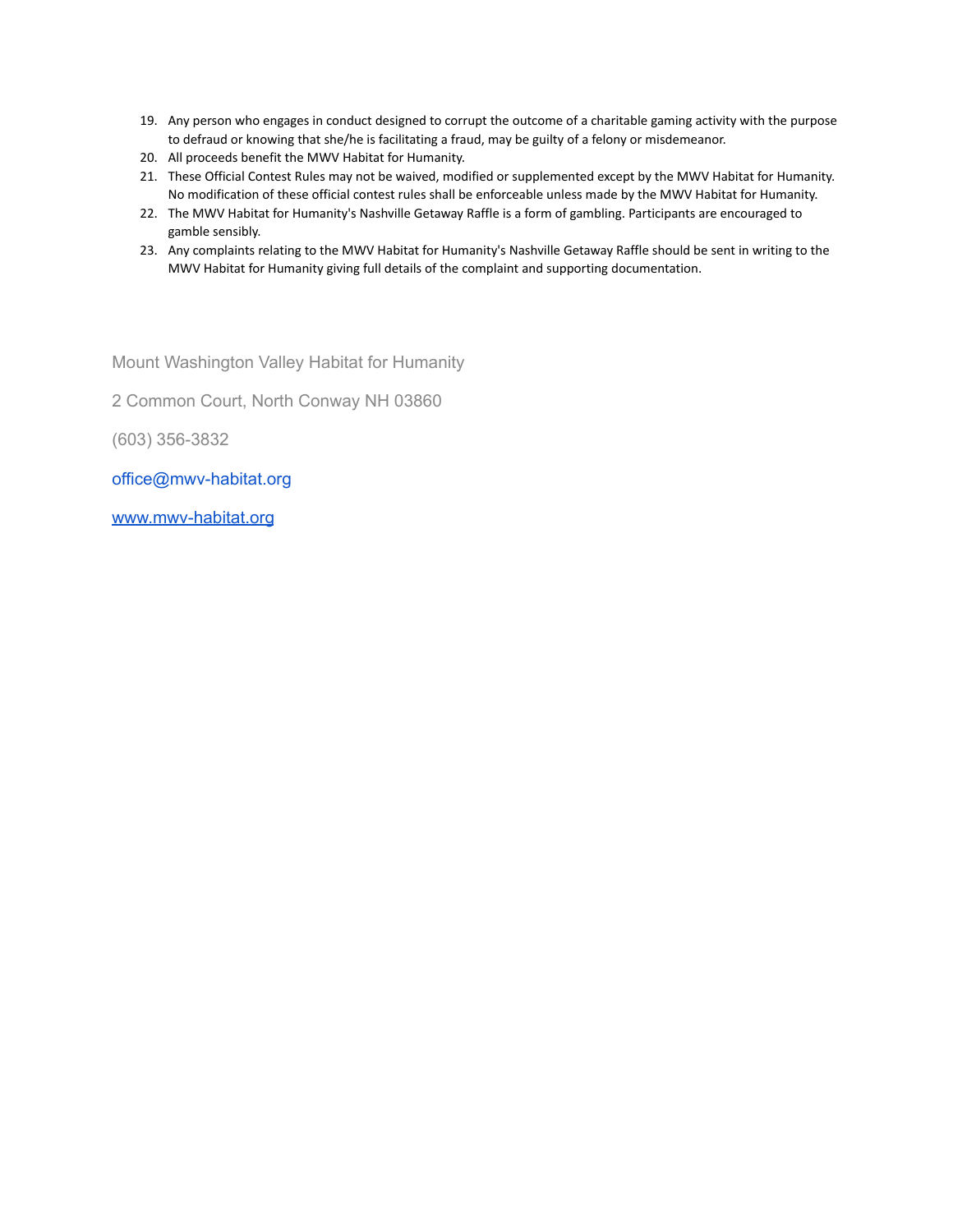19. Any person who engages in conduct designed to corrupt the outcome of a charitable gaming activity with the purpose to defraud or knowing that she/he is facilitating a fraud, may be guilty of a felony or misdemeanor.
20. All proceeds benefit the MWV Habitat for Humanity.
21. These Official Contest Rules may not be waived, modified or supplemented except by the MWV Habitat for Humanity. No modification of these official contest rules shall be enforceable unless made by the MWV Habitat for Humanity.
22. The MWV Habitat for Humanity's Nashville Getaway Raffle is a form of gambling. Participants are encouraged to gamble sensibly.
23. Any complaints relating to the MWV Habitat for Humanity's Nashville Getaway Raffle should be sent in writing to the MWV Habitat for Humanity giving full details of the complaint and supporting documentation.

Mount Washington Valley Habitat for Humanity

2 Common Court, North Conway NH 03860

(603) 356-3832

office@mwv-habitat.org

www.mwv-habitat.org